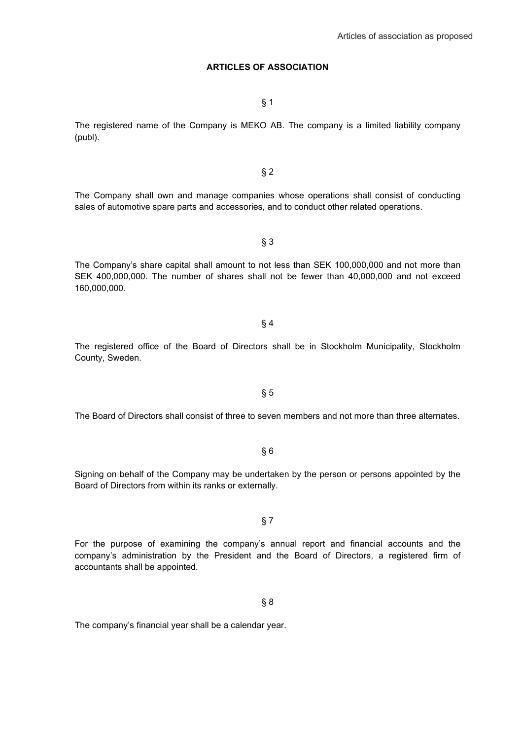Articles of association as proposed

# ARTICLES OF ASSOCIATION

§ 1

The registered name of the Company is MEKO AB. The company is a limited liability company (publ).

§ 2

The Company shall own and manage companies whose operations shall consist of conducting sales of automotive spare parts and accessories, and to conduct other related operations.

§ 3

The Company's share capital shall amount to not less than SEK 100,000,000 and not more than SEK 400,000,000. The number of shares shall not be fewer than 40,000,000 and not exceed 160,000,000.

§ 4

The registered office of the Board of Directors shall be in Stockholm Municipality, Stockholm County, Sweden.

§ 5

The Board of Directors shall consist of three to seven members and not more than three alternates.

§ 6

Signing on behalf of the Company may be undertaken by the person or persons appointed by the Board of Directors from within its ranks or externally.

§ 7

For the purpose of examining the company's annual report and financial accounts and the company's administration by the President and the Board of Directors, a registered firm of accountants shall be appointed.

§ 8

The company's financial year shall be a calendar year.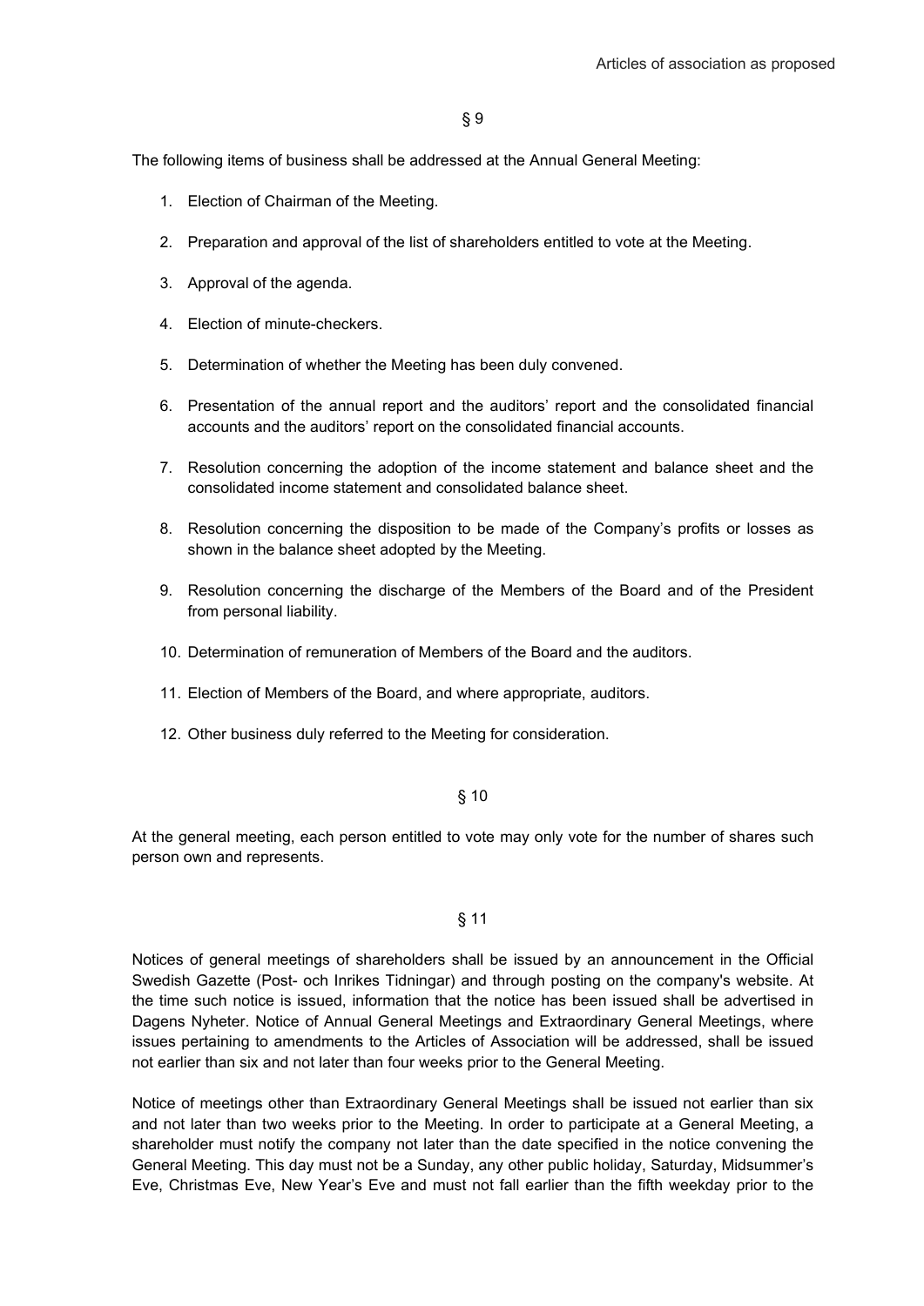§ 9

The following items of business shall be addressed at the Annual General Meeting:

1. Election of Chairman of the Meeting.
2. Preparation and approval of the list of shareholders entitled to vote at the Meeting.
3. Approval of the agenda.
4. Election of minute-checkers.
5. Determination of whether the Meeting has been duly convened.
6. Presentation of the annual report and the auditors' report and the consolidated financial accounts and the auditors' report on the consolidated financial accounts.
7. Resolution concerning the adoption of the income statement and balance sheet and the consolidated income statement and consolidated balance sheet.
8. Resolution concerning the disposition to be made of the Company's profits or losses as shown in the balance sheet adopted by the Meeting.
9. Resolution concerning the discharge of the Members of the Board and of the President from personal liability.
10. Determination of remuneration of Members of the Board and the auditors.
11. Election of Members of the Board, and where appropriate, auditors.
12. Other business duly referred to the Meeting for consideration.

§ 10

At the general meeting, each person entitled to vote may only vote for the number of shares such person own and represents.

§ 11

Notices of general meetings of shareholders shall be issued by an announcement in the Official Swedish Gazette (Post- och Inrikes Tidningar) and through posting on the company's website. At the time such notice is issued, information that the notice has been issued shall be advertised in Dagens Nyheter. Notice of Annual General Meetings and Extraordinary General Meetings, where issues pertaining to amendments to the Articles of Association will be addressed, shall be issued not earlier than six and not later than four weeks prior to the General Meeting.

Notice of meetings other than Extraordinary General Meetings shall be issued not earlier than six and not later than two weeks prior to the Meeting. In order to participate at a General Meeting, a shareholder must notify the company not later than the date specified in the notice convening the General Meeting. This day must not be a Sunday, any other public holiday, Saturday, Midsummer's Eve, Christmas Eve, New Year's Eve and must not fall earlier than the fifth weekday prior to the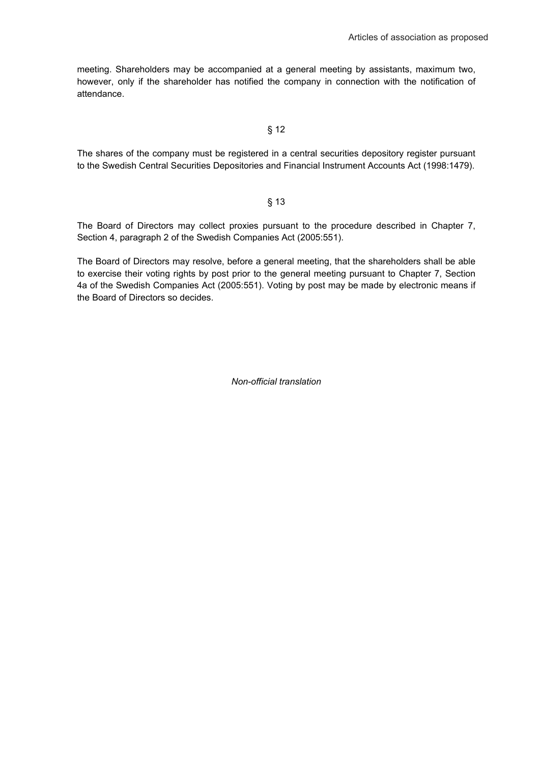meeting. Shareholders may be accompanied at a general meeting by assistants, maximum two, however, only if the shareholder has notified the company in connection with the notification of attendance.

§ 12

The shares of the company must be registered in a central securities depository register pursuant to the Swedish Central Securities Depositories and Financial Instrument Accounts Act (1998:1479).

§ 13

The Board of Directors may collect proxies pursuant to the procedure described in Chapter 7, Section 4, paragraph 2 of the Swedish Companies Act (2005:551).

The Board of Directors may resolve, before a general meeting, that the shareholders shall be able to exercise their voting rights by post prior to the general meeting pursuant to Chapter 7, Section 4a of the Swedish Companies Act (2005:551). Voting by post may be made by electronic means if the Board of Directors so decides.

*Non-official translation*